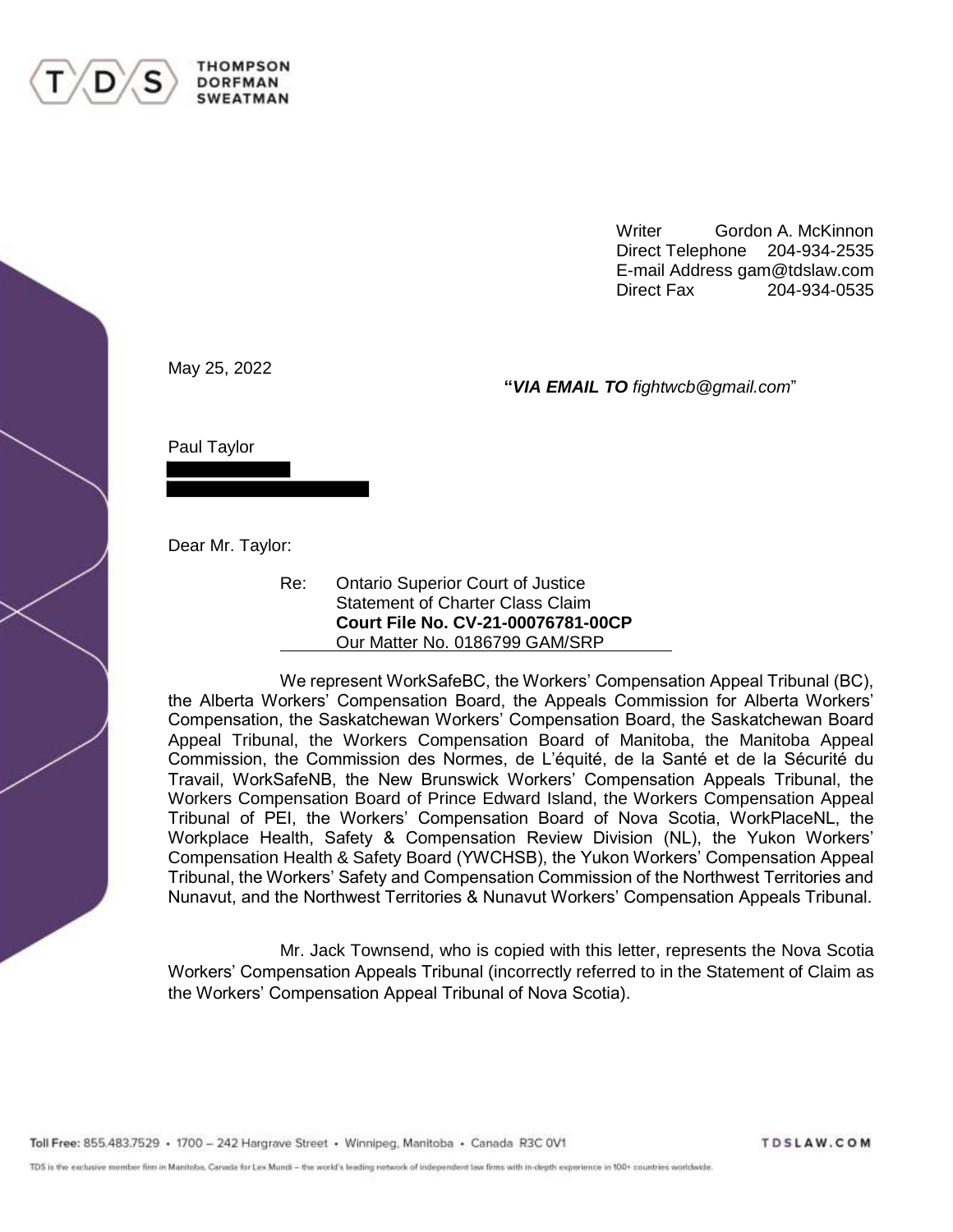THOMPSON
DORFMAN
SWEATMAN

Writer Gordon A. McKinnon
Direct Telephone 204-934-2535
E-mail Address gam@tdslaw.com
Direct Fax 204-934-0535

May 25, 2022

***"VIA EMAIL TO*** *fightwcb@gmail.com*"

Paul Taylor

Dear Mr. Taylor:

Re: Ontario Superior Court of Justice
Statement of Charter Class Claim
**Court File No. CV-21-00076781-00CP**
Our Matter No. 0186799 GAM/SRP

We represent WorkSafeBC, the Workers' Compensation Appeal Tribunal (BC), the Alberta Workers' Compensation Board, the Appeals Commission for Alberta Workers' Compensation, the Saskatchewan Workers' Compensation Board, the Saskatchewan Board Appeal Tribunal, the Workers Compensation Board of Manitoba, the Manitoba Appeal Commission, the Commission des Normes, de L'équité, de la Santé et de la Sécurité du Travail, WorkSafeNB, the New Brunswick Workers' Compensation Appeals Tribunal, the Workers Compensation Board of Prince Edward Island, the Workers Compensation Appeal Tribunal of PEI, the Workers' Compensation Board of Nova Scotia, WorkPlaceNL, the Workplace Health, Safety & Compensation Review Division (NL), the Yukon Workers' Compensation Health & Safety Board (YWCHSB), the Yukon Workers' Compensation Appeal Tribunal, the Workers' Safety and Compensation Commission of the Northwest Territories and Nunavut, and the Northwest Territories & Nunavut Workers' Compensation Appeals Tribunal.

Mr. Jack Townsend, who is copied with this letter, represents the Nova Scotia Workers' Compensation Appeals Tribunal (incorrectly referred to in the Statement of Claim as the Workers' Compensation Appeal Tribunal of Nova Scotia).

Toll Free: 855.483.7529 • 1700 – 242 Hargrave Street • Winnipeg, Manitoba • Canada R3C 0V1 TDSLAW.COM

TDS is the exclusive member firm in Manitoba, Canada for Lex Mundi – the world's leading network of independent law firms with in-depth experience in 100+ countries worldwide.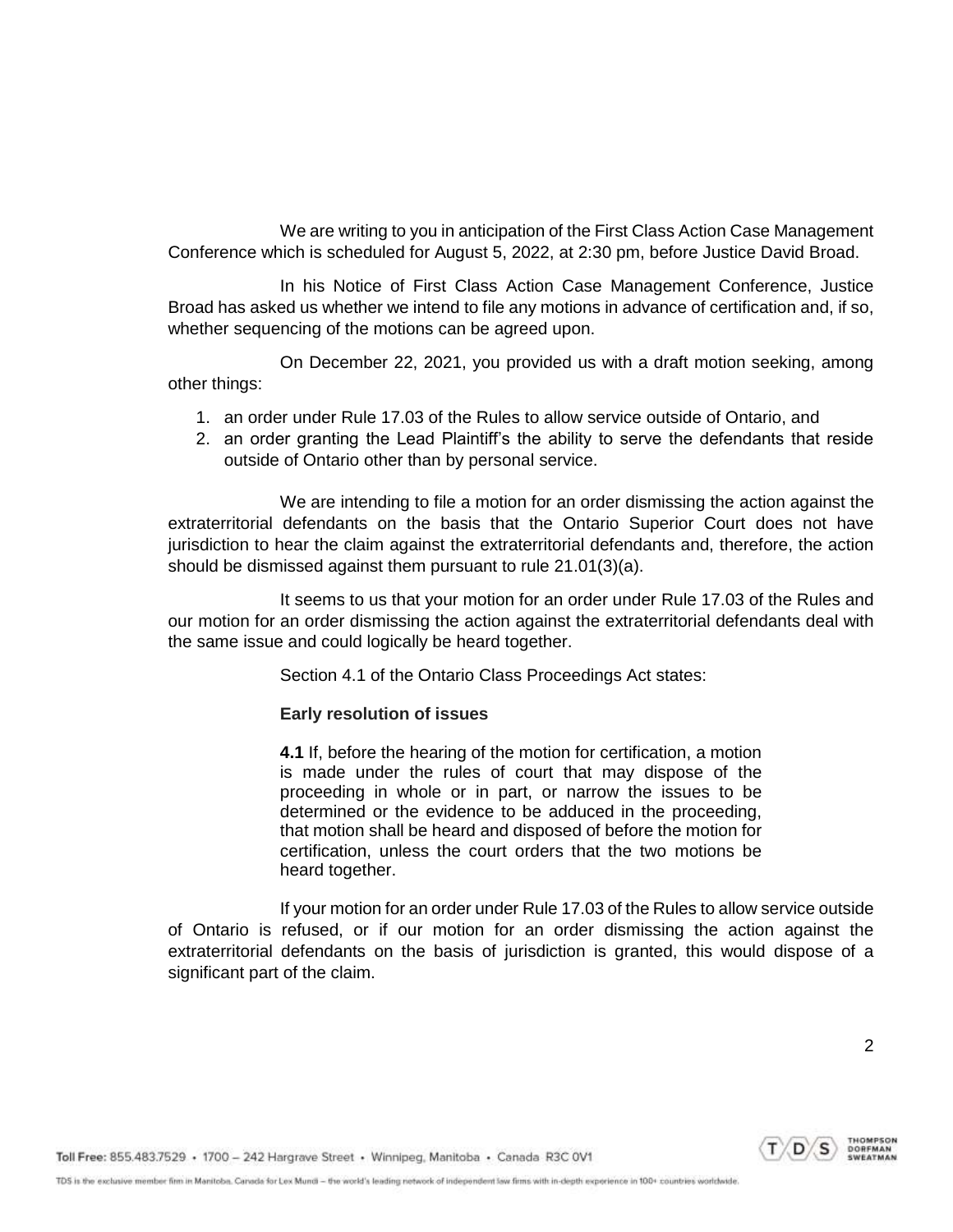We are writing to you in anticipation of the First Class Action Case Management Conference which is scheduled for August 5, 2022, at 2:30 pm, before Justice David Broad.

In his Notice of First Class Action Case Management Conference, Justice Broad has asked us whether we intend to file any motions in advance of certification and, if so, whether sequencing of the motions can be agreed upon.

On December 22, 2021, you provided us with a draft motion seeking, among other things:

1. an order under Rule 17.03 of the Rules to allow service outside of Ontario, and
2. an order granting the Lead Plaintiff's the ability to serve the defendants that reside outside of Ontario other than by personal service.

We are intending to file a motion for an order dismissing the action against the extraterritorial defendants on the basis that the Ontario Superior Court does not have jurisdiction to hear the claim against the extraterritorial defendants and, therefore, the action should be dismissed against them pursuant to rule 21.01(3)(a).

It seems to us that your motion for an order under Rule 17.03 of the Rules and our motion for an order dismissing the action against the extraterritorial defendants deal with the same issue and could logically be heard together.

Section 4.1 of the Ontario Class Proceedings Act states:

> **Early resolution of issues**
>
> **4.1** If, before the hearing of the motion for certification, a motion is made under the rules of court that may dispose of the proceeding in whole or in part, or narrow the issues to be determined or the evidence to be adduced in the proceeding, that motion shall be heard and disposed of before the motion for certification, unless the court orders that the two motions be heard together.

If your motion for an order under Rule 17.03 of the Rules to allow service outside of Ontario is refused, or if our motion for an order dismissing the action against the extraterritorial defendants on the basis of jurisdiction is granted, this would dispose of a significant part of the claim.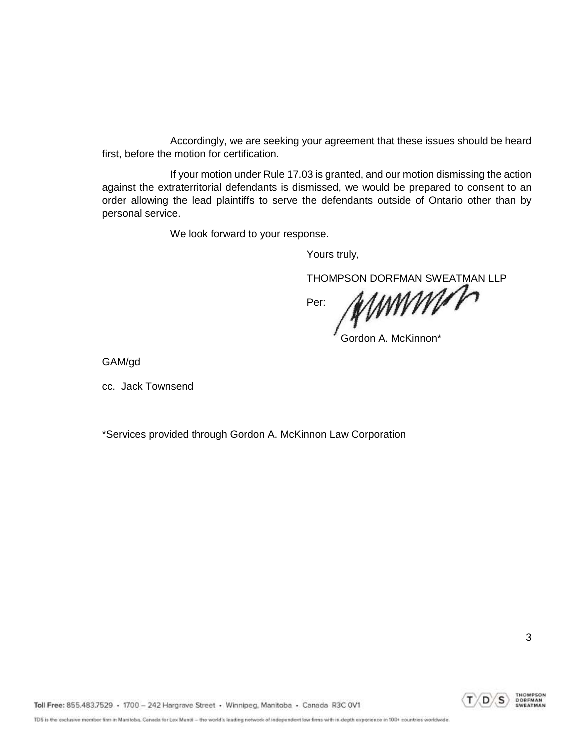Accordingly, we are seeking your agreement that these issues should be heard first, before the motion for certification.

If your motion under Rule 17.03 is granted, and our motion dismissing the action against the extraterritorial defendants is dismissed, we would be prepared to consent to an order allowing the lead plaintiffs to serve the defendants outside of Ontario other than by personal service.

We look forward to your response.

Yours truly,

THOMPSON DORFMAN SWEATMAN LLP

Per:

Gordon A. McKinnon*

GAM/gd

cc. Jack Townsend

*Services provided through Gordon A. McKinnon Law Corporation